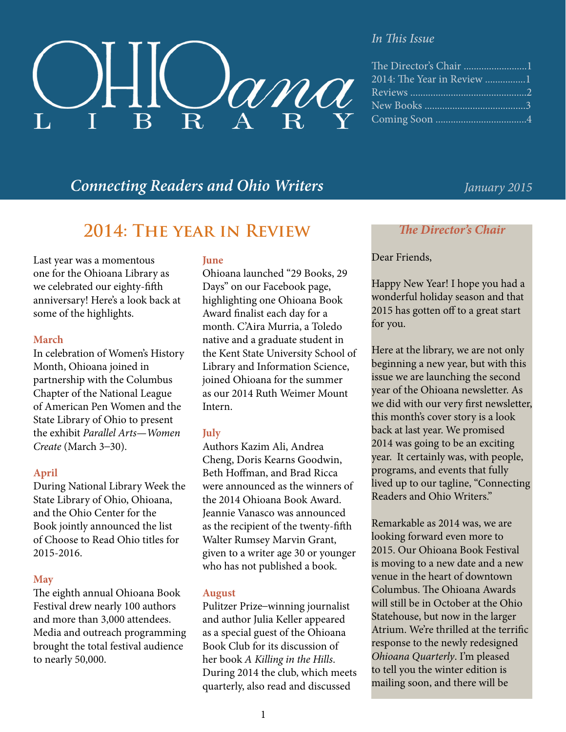# OHIOana LIBRARY

*In This Issue*

The Director's Chair .........................1
2014: The Year in Review ................1
Reviews .............................................2
New Books ........................................3
Coming Soon ....................................4

*Connecting Readers and Ohio Writers*

*January 2015*

## 2014: The Year in Review

Last year was a momentous one for the Ohioana Library as we celebrated our eighty-fifth anniversary! Here's a look back at some of the highlights.

**March**
In celebration of Women's History Month, Ohioana joined in partnership with the Columbus Chapter of the National League of American Pen Women and the State Library of Ohio to present the exhibit *Parallel Arts—Women Create* (March 3–30).

**April**
During National Library Week the State Library of Ohio, Ohioana, and the Ohio Center for the Book jointly announced the list of Choose to Read Ohio titles for 2015-2016.

**May**
The eighth annual Ohioana Book Festival drew nearly 100 authors and more than 3,000 attendees. Media and outreach programming brought the total festival audience to nearly 50,000.

**June**
Ohioana launched "29 Books, 29 Days" on our Facebook page, highlighting one Ohioana Book Award finalist each day for a month. C'Aira Murria, a Toledo native and a graduate student in the Kent State University School of Library and Information Science, joined Ohioana for the summer as our 2014 Ruth Weimer Mount Intern.

**July**
Authors Kazim Ali, Andrea Cheng, Doris Kearns Goodwin, Beth Hoffman, and Brad Ricca were announced as the winners of the 2014 Ohioana Book Award. Jeannie Vanasco was announced as the recipient of the twenty-fifth Walter Rumsey Marvin Grant, given to a writer age 30 or younger who has not published a book.

**August**
Pulitzer Prize–winning journalist and author Julia Keller appeared as a special guest of the Ohioana Book Club for its discussion of her book *A Killing in the Hills*. During 2014 the club, which meets quarterly, also read and discussed

## *The Director's Chair*

Dear Friends,

Happy New Year! I hope you had a wonderful holiday season and that 2015 has gotten off to a great start for you.

Here at the library, we are not only beginning a new year, but with this issue we are launching the second year of the Ohioana newsletter. As we did with our very first newsletter, this month's cover story is a look back at last year. We promised 2014 was going to be an exciting year. It certainly was, with people, programs, and events that fully lived up to our tagline, "Connecting Readers and Ohio Writers."

Remarkable as 2014 was, we are looking forward even more to 2015. Our Ohioana Book Festival is moving to a new date and a new venue in the heart of downtown Columbus. The Ohioana Awards will still be in October at the Ohio Statehouse, but now in the larger Atrium. We're thrilled at the terrific response to the newly redesigned *Ohioana Quarterly*. I'm pleased to tell you the winter edition is mailing soon, and there will be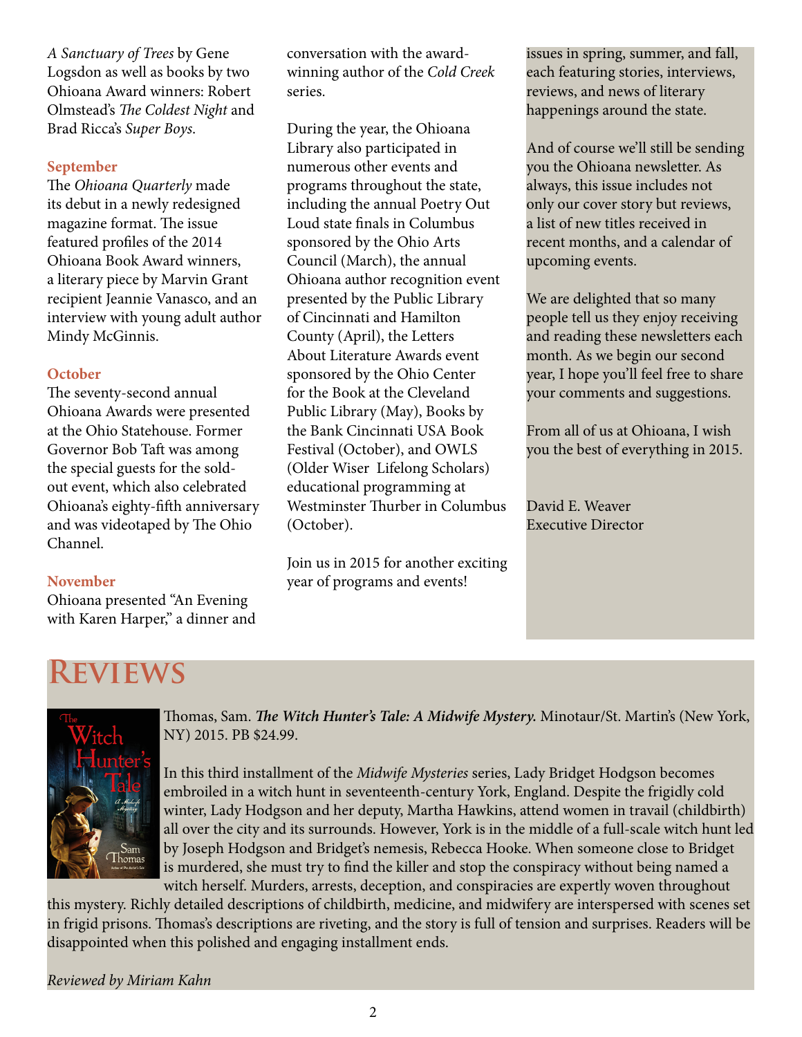*A Sanctuary of Trees* by Gene Logsdon as well as books by two Ohioana Award winners: Robert Olmstead's *The Coldest Night* and Brad Ricca's *Super Boys*.

**September**
The *Ohioana Quarterly* made its debut in a newly redesigned magazine format. The issue featured profiles of the 2014 Ohioana Book Award winners, a literary piece by Marvin Grant recipient Jeannie Vanasco, and an interview with young adult author Mindy McGinnis.

**October**
The seventy-second annual Ohioana Awards were presented at the Ohio Statehouse. Former Governor Bob Taft was among the special guests for the sold-out event, which also celebrated Ohioana's eighty-fifth anniversary and was videotaped by The Ohio Channel.

**November**
Ohioana presented "An Evening with Karen Harper," a dinner and conversation with the award-winning author of the *Cold Creek* series.

During the year, the Ohioana Library also participated in numerous other events and programs throughout the state, including the annual Poetry Out Loud state finals in Columbus sponsored by the Ohio Arts Council (March), the annual Ohioana author recognition event presented by the Public Library of Cincinnati and Hamilton County (April), the Letters About Literature Awards event sponsored by the Ohio Center for the Book at the Cleveland Public Library (May), Books by the Bank Cincinnati USA Book Festival (October), and OWLS (Older Wiser Lifelong Scholars) educational programming at Westminster Thurber in Columbus (October).

Join us in 2015 for another exciting year of programs and events!

issues in spring, summer, and fall, each featuring stories, interviews, reviews, and news of literary happenings around the state.

And of course we'll still be sending you the Ohioana newsletter. As always, this issue includes not only our cover story but reviews, a list of new titles received in recent months, and a calendar of upcoming events.

We are delighted that so many people tell us they enjoy receiving and reading these newsletters each month. As we begin our second year, I hope you'll feel free to share your comments and suggestions.

From all of us at Ohioana, I wish you the best of everything in 2015.

David E. Weaver
Executive Director

# Reviews

Thomas, Sam. ***The Witch Hunter's Tale: A Midwife Mystery.*** Minotaur/St. Martin's (New York, NY) 2015. PB $24.99.

In this third installment of the *Midwife Mysteries* series, Lady Bridget Hodgson becomes embroiled in a witch hunt in seventeenth-century York, England. Despite the frigidly cold winter, Lady Hodgson and her deputy, Martha Hawkins, attend women in travail (childbirth) all over the city and its surrounds. However, York is in the middle of a full-scale witch hunt led by Joseph Hodgson and Bridget's nemesis, Rebecca Hooke. When someone close to Bridget is murdered, she must try to find the killer and stop the conspiracy without being named a witch herself. Murders, arrests, deception, and conspiracies are expertly woven throughout this mystery. Richly detailed descriptions of childbirth, medicine, and midwifery are interspersed with scenes set in frigid prisons. Thomas's descriptions are riveting, and the story is full of tension and surprises. Readers will be disappointed when this polished and engaging installment ends.

*Reviewed by Miriam Kahn*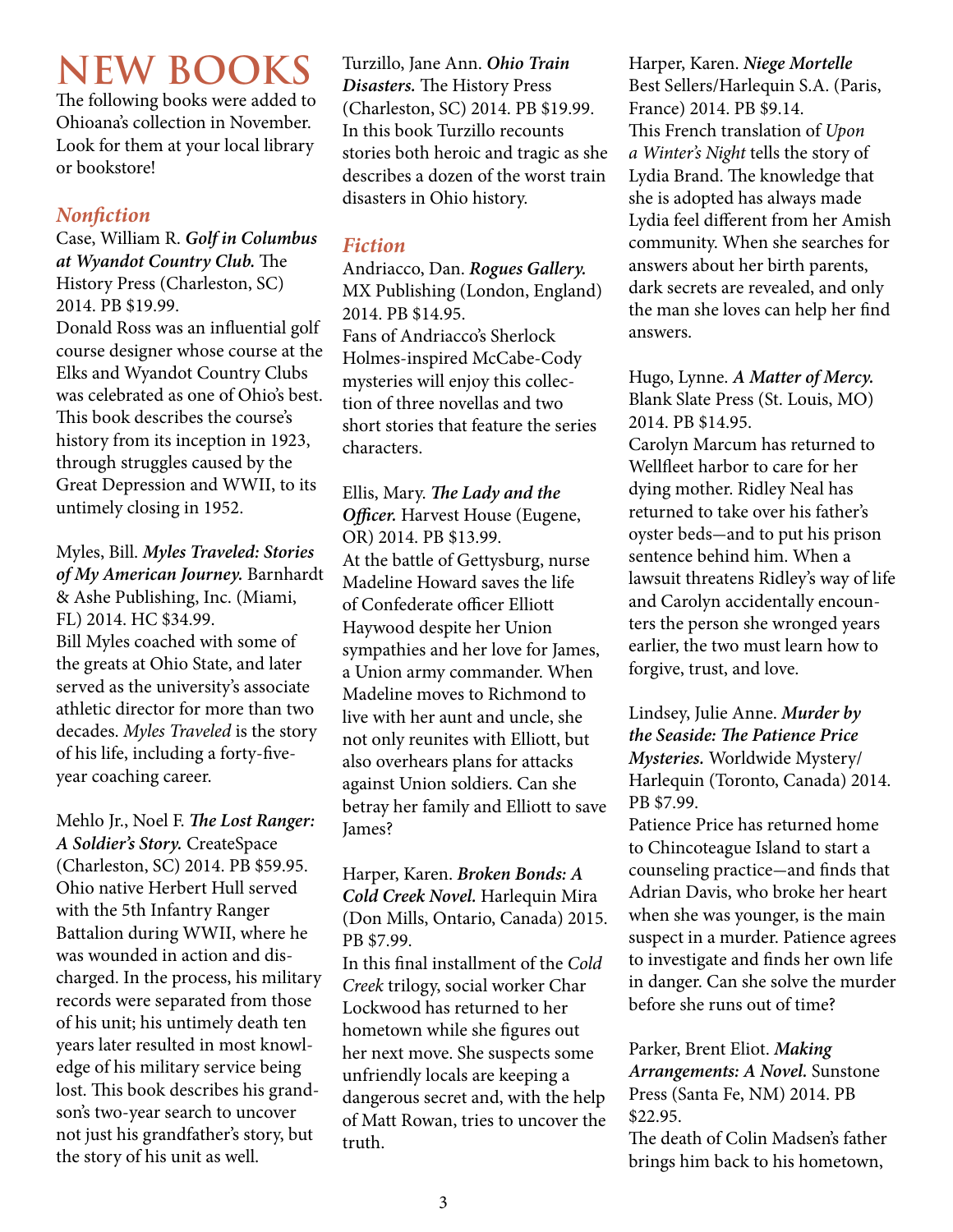# NEW BOOKS

The following books were added to Ohioana's collection in November. Look for them at your local library or bookstore!

## *Nonfiction*

Case, William R. ***Golf in Columbus at Wyandot Country Club.*** The History Press (Charleston, SC) 2014. PB $19.99.
Donald Ross was an influential golf course designer whose course at the Elks and Wyandot Country Clubs was celebrated as one of Ohio's best. This book describes the course's history from its inception in 1923, through struggles caused by the Great Depression and WWII, to its untimely closing in 1952.

Myles, Bill. ***Myles Traveled: Stories of My American Journey.*** Barnhardt & Ashe Publishing, Inc. (Miami, FL) 2014. HC $34.99.
Bill Myles coached with some of the greats at Ohio State, and later served as the university's associate athletic director for more than two decades. *Myles Traveled* is the story of his life, including a forty-five-year coaching career.

Mehlo Jr., Noel F. ***The Lost Ranger: A Soldier's Story.*** CreateSpace (Charleston, SC) 2014. PB $59.95.
Ohio native Herbert Hull served with the 5th Infantry Ranger Battalion during WWII, where he was wounded in action and discharged. In the process, his military records were separated from those of his unit; his untimely death ten years later resulted in most knowledge of his military service being lost. This book describes his grandson's two-year search to uncover not just his grandfather's story, but the story of his unit as well.

Turzillo, Jane Ann. ***Ohio Train Disasters.*** The History Press (Charleston, SC) 2014. PB $19.99.
In this book Turzillo recounts stories both heroic and tragic as she describes a dozen of the worst train disasters in Ohio history.

## *Fiction*

Andriacco, Dan. ***Rogues Gallery.*** MX Publishing (London, England) 2014. PB $14.95.
Fans of Andriacco's Sherlock Holmes-inspired McCabe-Cody mysteries will enjoy this collection of three novellas and two short stories that feature the series characters.

Ellis, Mary. ***The Lady and the Officer.*** Harvest House (Eugene, OR) 2014. PB $13.99.
At the battle of Gettysburg, nurse Madeline Howard saves the life of Confederate officer Elliott Haywood despite her Union sympathies and her love for James, a Union army commander. When Madeline moves to Richmond to live with her aunt and uncle, she not only reunites with Elliott, but also overhears plans for attacks against Union soldiers. Can she betray her family and Elliott to save James?

Harper, Karen. ***Broken Bonds: A Cold Creek Novel.*** Harlequin Mira (Don Mills, Ontario, Canada) 2015. PB $7.99.
In this final installment of the *Cold Creek* trilogy, social worker Char Lockwood has returned to her hometown while she figures out her next move. She suspects some unfriendly locals are keeping a dangerous secret and, with the help of Matt Rowan, tries to uncover the truth.

Harper, Karen. ***Niege Mortelle*** Best Sellers/Harlequin S.A. (Paris, France) 2014. PB $9.14.
This French translation of *Upon a Winter's Night* tells the story of Lydia Brand. The knowledge that she is adopted has always made Lydia feel different from her Amish community. When she searches for answers about her birth parents, dark secrets are revealed, and only the man she loves can help her find answers.

Hugo, Lynne. ***A Matter of Mercy.*** Blank Slate Press (St. Louis, MO) 2014. PB $14.95.
Carolyn Marcum has returned to Wellfleet harbor to care for her dying mother. Ridley Neal has returned to take over his father's oyster beds—and to put his prison sentence behind him. When a lawsuit threatens Ridley's way of life and Carolyn accidentally encounters the person she wronged years earlier, the two must learn how to forgive, trust, and love.

Lindsey, Julie Anne. ***Murder by the Seaside: The Patience Price Mysteries.*** Worldwide Mystery/Harlequin (Toronto, Canada) 2014. PB $7.99.
Patience Price has returned home to Chincoteague Island to start a counseling practice—and finds that Adrian Davis, who broke her heart when she was younger, is the main suspect in a murder. Patience agrees to investigate and finds her own life in danger. Can she solve the murder before she runs out of time?

Parker, Brent Eliot. ***Making Arrangements: A Novel.*** Sunstone Press (Santa Fe, NM) 2014. PB $22.95.
The death of Colin Madsen's father brings him back to his hometown,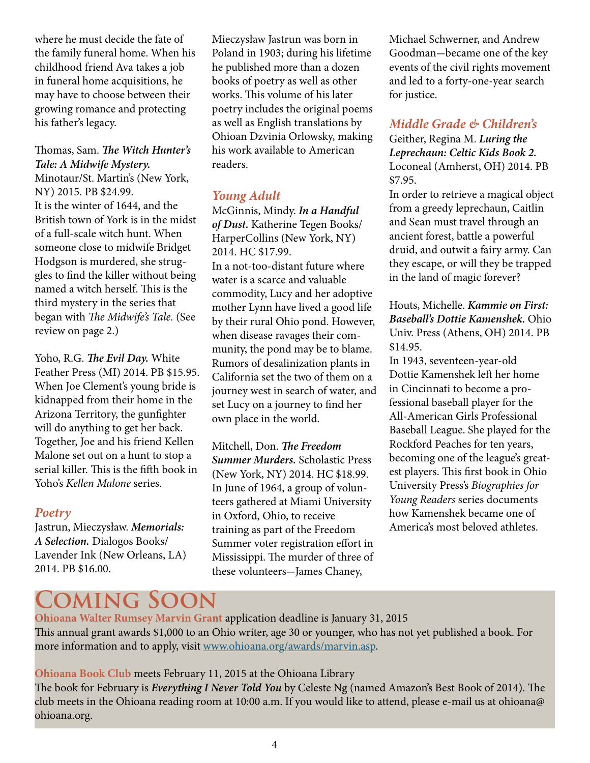where he must decide the fate of the family funeral home. When his childhood friend Ava takes a job in funeral home acquisitions, he may have to choose between their growing romance and protecting his father's legacy.

Thomas, Sam. ***The Witch Hunter's Tale: A Midwife Mystery.*** Minotaur/St. Martin's (New York, NY) 2015. PB $24.99.
It is the winter of 1644, and the British town of York is in the midst of a full-scale witch hunt. When someone close to midwife Bridget Hodgson is murdered, she struggles to find the killer without being named a witch herself. This is the third mystery in the series that began with *The Midwife's Tale.* (See review on page 2.)

Yoho, R.G. ***The Evil Day.*** White Feather Press (MI) 2014. PB $15.95.
When Joe Clement's young bride is kidnapped from their home in the Arizona Territory, the gunfighter will do anything to get her back. Together, Joe and his friend Kellen Malone set out on a hunt to stop a serial killer. This is the fifth book in Yoho's *Kellen Malone* series.

### *Poetry*

Jastrun, Mieczysław. ***Memorials: A Selection.*** Dialogos Books/ Lavender Ink (New Orleans, LA) 2014. PB $16.00.
Mieczysław Jastrun was born in Poland in 1903; during his lifetime he published more than a dozen books of poetry as well as other works. This volume of his later poetry includes the original poems as well as English translations by Ohioan Dzvinia Orlowsky, making his work available to American readers.

### *Young Adult*

McGinnis, Mindy. ***In a Handful of Dust.*** Katherine Tegen Books/ HarperCollins (New York, NY) 2014. HC $17.99.
In a not-too-distant future where water is a scarce and valuable commodity, Lucy and her adoptive mother Lynn have lived a good life by their rural Ohio pond. However, when disease ravages their community, the pond may be to blame. Rumors of desalinization plants in California set the two of them on a journey west in search of water, and set Lucy on a journey to find her own place in the world.

Mitchell, Don. ***The Freedom Summer Murders.*** Scholastic Press (New York, NY) 2014. HC $18.99.
In June of 1964, a group of volunteers gathered at Miami University in Oxford, Ohio, to receive training as part of the Freedom Summer voter registration effort in Mississippi. The murder of three of these volunteers—James Chaney, Michael Schwerner, and Andrew Goodman—became one of the key events of the civil rights movement and led to a forty-one-year search for justice.

### *Middle Grade & Children's*

Geither, Regina M. ***Luring the Leprechaun: Celtic Kids Book 2.*** Loconeal (Amherst, OH) 2014. PB $7.95.
In order to retrieve a magical object from a greedy leprechaun, Caitlin and Sean must travel through an ancient forest, battle a powerful druid, and outwit a fairy army. Can they escape, or will they be trapped in the land of magic forever?

Houts, Michelle. ***Kammie on First: Baseball's Dottie Kamenshek.*** Ohio Univ. Press (Athens, OH) 2014. PB $14.95.
In 1943, seventeen-year-old Dottie Kamenshek left her home in Cincinnati to become a professional baseball player for the All-American Girls Professional Baseball League. She played for the Rockford Peaches for ten years, becoming one of the league's greatest players. This first book in Ohio University Press's *Biographies for Young Readers* series documents how Kamenshek became one of America's most beloved athletes.

## Coming Soon

**Ohioana Walter Rumsey Marvin Grant** application deadline is January 31, 2015
This annual grant awards $1,000 to an Ohio writer, age 30 or younger, who has not yet published a book. For more information and to apply, visit www.ohioana.org/awards/marvin.asp.

**Ohioana Book Club** meets February 11, 2015 at the Ohioana Library
The book for February is ***Everything I Never Told You*** by Celeste Ng (named Amazon's Best Book of 2014). The club meets in the Ohioana reading room at 10:00 a.m. If you would like to attend, please e-mail us at ohioana@ohioana.org.